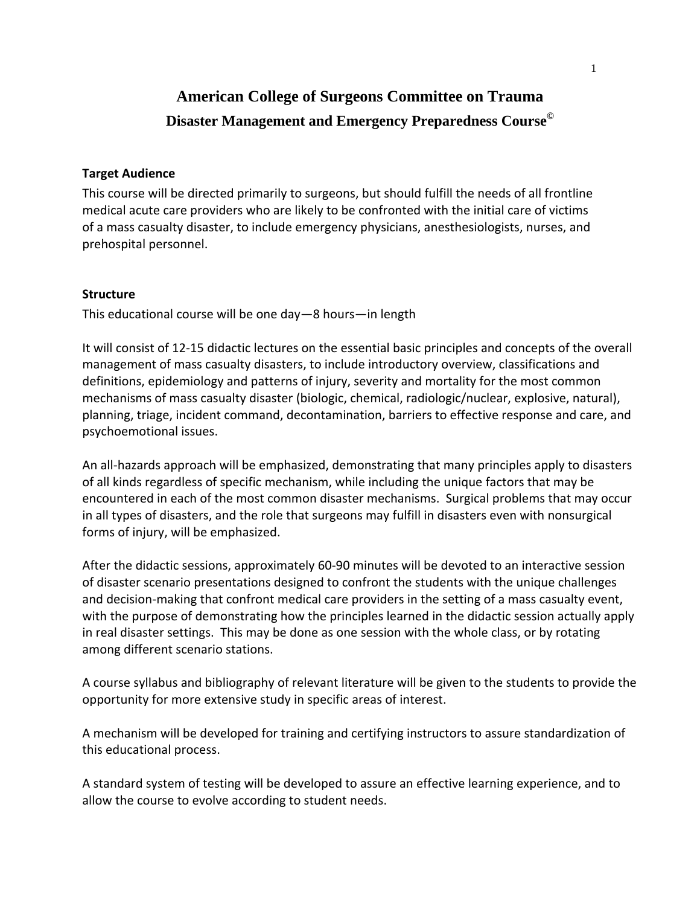# American College of Surgeons Committee on Trauma

## Disaster Management and Emergency Preparedness Course©

### Target Audience

This course will be directed primarily to surgeons, but should fulfill the needs of all frontline medical acute care providers who are likely to be confronted with the initial care of victims of a mass casualty disaster, to include emergency physicians, anesthesiologists, nurses, and prehospital personnel.

### Structure

This educational course will be one day—8 hours—in length

It will consist of 12-15 didactic lectures on the essential basic principles and concepts of the overall management of mass casualty disasters, to include introductory overview, classifications and definitions, epidemiology and patterns of injury, severity and mortality for the most common mechanisms of mass casualty disaster (biologic, chemical, radiologic/nuclear, explosive, natural), planning, triage, incident command, decontamination, barriers to effective response and care, and psychoemotional issues.

An all-hazards approach will be emphasized, demonstrating that many principles apply to disasters of all kinds regardless of specific mechanism, while including the unique factors that may be encountered in each of the most common disaster mechanisms. Surgical problems that may occur in all types of disasters, and the role that surgeons may fulfill in disasters even with nonsurgical forms of injury, will be emphasized.

After the didactic sessions, approximately 60-90 minutes will be devoted to an interactive session of disaster scenario presentations designed to confront the students with the unique challenges and decision-making that confront medical care providers in the setting of a mass casualty event, with the purpose of demonstrating how the principles learned in the didactic session actually apply in real disaster settings. This may be done as one session with the whole class, or by rotating among different scenario stations.

A course syllabus and bibliography of relevant literature will be given to the students to provide the opportunity for more extensive study in specific areas of interest.

A mechanism will be developed for training and certifying instructors to assure standardization of this educational process.

A standard system of testing will be developed to assure an effective learning experience, and to allow the course to evolve according to student needs.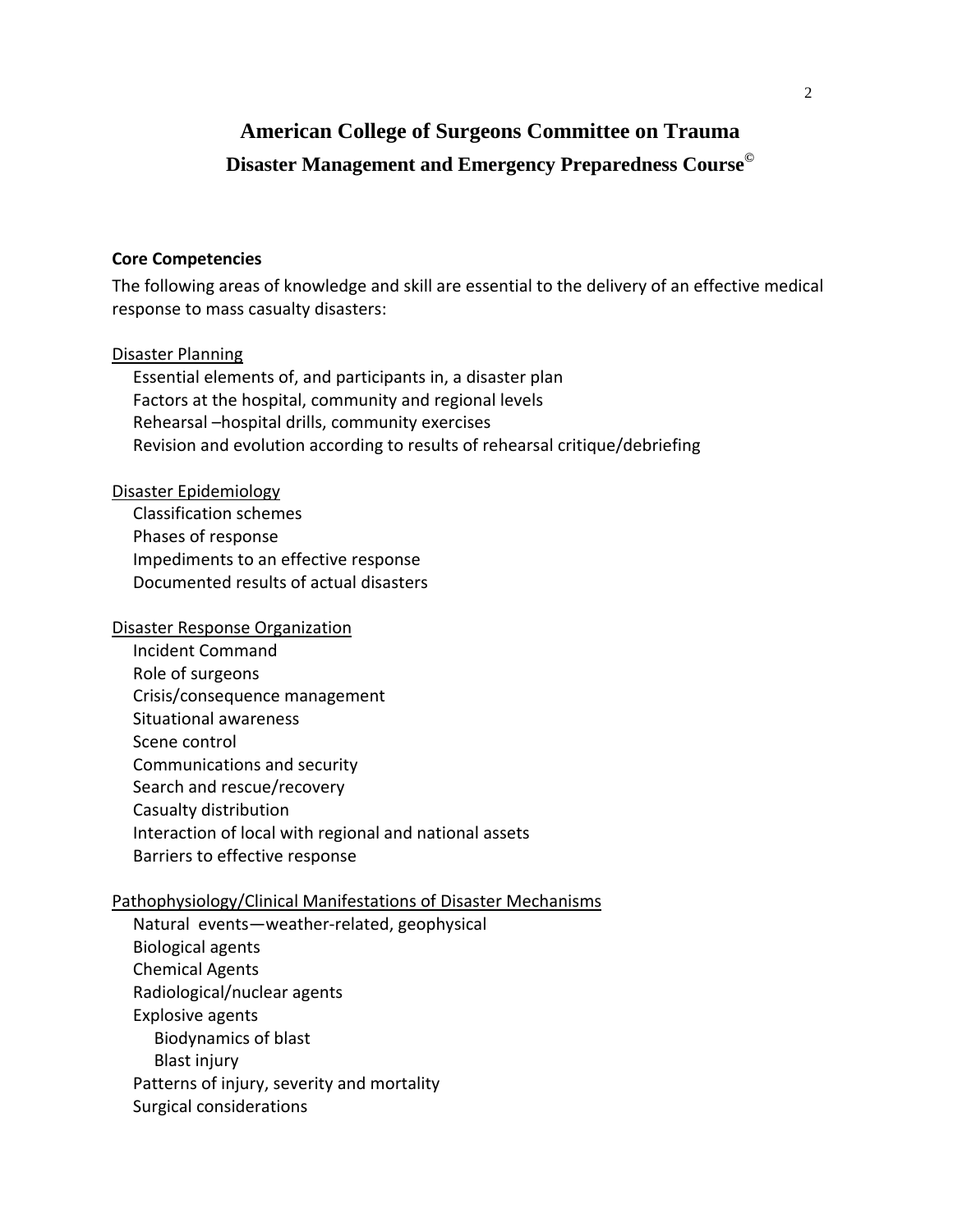# American College of Surgeons Committee on Trauma

## Disaster Management and Emergency Preparedness Course©

**Core Competencies**

The following areas of knowledge and skill are essential to the delivery of an effective medical response to mass casualty disasters:

<u>Disaster Planning</u>

- Essential elements of, and participants in, a disaster plan
- Factors at the hospital, community and regional levels
- Rehearsal –hospital drills, community exercises
- Revision and evolution according to results of rehearsal critique/debriefing

<u>Disaster Epidemiology</u>

- Classification schemes
- Phases of response
- Impediments to an effective response
- Documented results of actual disasters

<u>Disaster Response Organization</u>

- Incident Command
- Role of surgeons
- Crisis/consequence management
- Situational awareness
- Scene control
- Communications and security
- Search and rescue/recovery
- Casualty distribution
- Interaction of local with regional and national assets
- Barriers to effective response

<u>Pathophysiology/Clinical Manifestations of Disaster Mechanisms</u>

- Natural events—weather-related, geophysical
- Biological agents
- Chemical Agents
- Radiological/nuclear agents
- Explosive agents
  - Biodynamics of blast
  - Blast injury
- Patterns of injury, severity and mortality
- Surgical considerations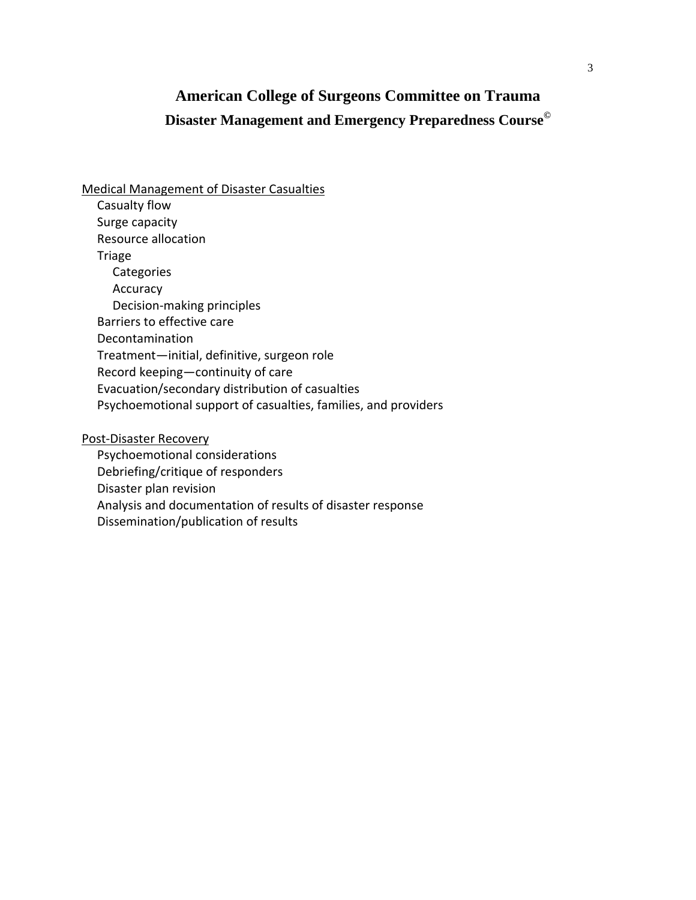# American College of Surgeons Committee on Trauma

## Disaster Management and Emergency Preparedness Course©

Medical Management of Disaster Casualties

- Casualty flow
- Surge capacity
- Resource allocation
- Triage
  - Categories
  - Accuracy
  - Decision-making principles
- Barriers to effective care
- Decontamination
- Treatment—initial, definitive, surgeon role
- Record keeping—continuity of care
- Evacuation/secondary distribution of casualties
- Psychoemotional support of casualties, families, and providers

Post-Disaster Recovery

- Psychoemotional considerations
- Debriefing/critique of responders
- Disaster plan revision
- Analysis and documentation of results of disaster response
- Dissemination/publication of results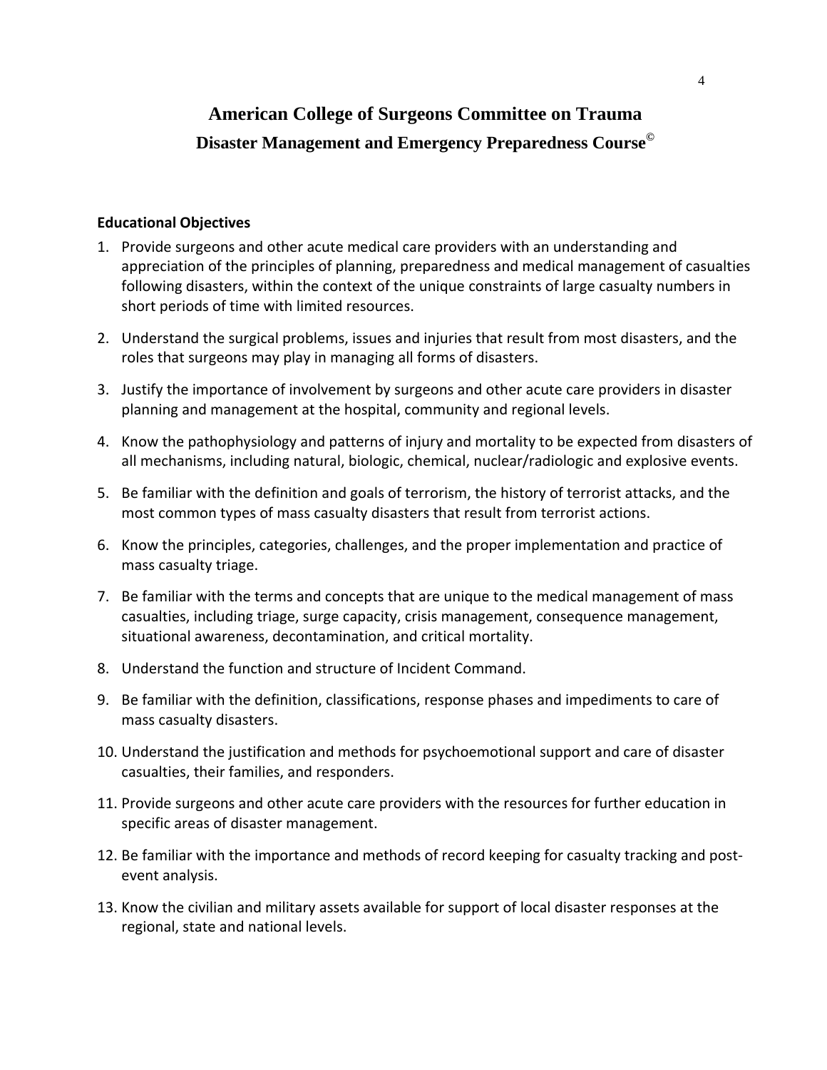# American College of Surgeons Committee on Trauma

## Disaster Management and Emergency Preparedness Course©

**Educational Objectives**

1. Provide surgeons and other acute medical care providers with an understanding and appreciation of the principles of planning, preparedness and medical management of casualties following disasters, within the context of the unique constraints of large casualty numbers in short periods of time with limited resources.
2. Understand the surgical problems, issues and injuries that result from most disasters, and the roles that surgeons may play in managing all forms of disasters.
3. Justify the importance of involvement by surgeons and other acute care providers in disaster planning and management at the hospital, community and regional levels.
4. Know the pathophysiology and patterns of injury and mortality to be expected from disasters of all mechanisms, including natural, biologic, chemical, nuclear/radiologic and explosive events.
5. Be familiar with the definition and goals of terrorism, the history of terrorist attacks, and the most common types of mass casualty disasters that result from terrorist actions.
6. Know the principles, categories, challenges, and the proper implementation and practice of mass casualty triage.
7. Be familiar with the terms and concepts that are unique to the medical management of mass casualties, including triage, surge capacity, crisis management, consequence management, situational awareness, decontamination, and critical mortality.
8. Understand the function and structure of Incident Command.
9. Be familiar with the definition, classifications, response phases and impediments to care of mass casualty disasters.
10. Understand the justification and methods for psychoemotional support and care of disaster casualties, their families, and responders.
11. Provide surgeons and other acute care providers with the resources for further education in specific areas of disaster management.
12. Be familiar with the importance and methods of record keeping for casualty tracking and post-event analysis.
13. Know the civilian and military assets available for support of local disaster responses at the regional, state and national levels.